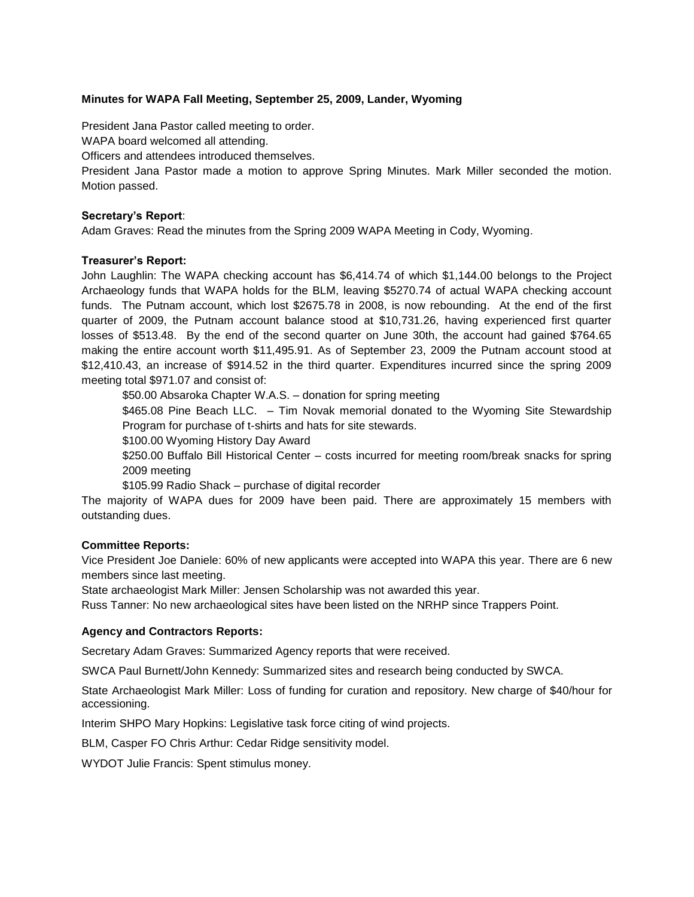**Minutes for WAPA Fall Meeting, September 25, 2009, Lander, Wyoming**

President Jana Pastor called meeting to order.
WAPA board welcomed all attending.
Officers and attendees introduced themselves.
President Jana Pastor made a motion to approve Spring Minutes. Mark Miller seconded the motion. Motion passed.

**Secretary's Report**:
Adam Graves: Read the minutes from the Spring 2009 WAPA Meeting in Cody, Wyoming.

**Treasurer's Report:**
John Laughlin: The WAPA checking account has $6,414.74 of which $1,144.00 belongs to the Project Archaeology funds that WAPA holds for the BLM, leaving $5270.74 of actual WAPA checking account funds. The Putnam account, which lost $2675.78 in 2008, is now rebounding. At the end of the first quarter of 2009, the Putnam account balance stood at $10,731.26, having experienced first quarter losses of $513.48. By the end of the second quarter on June 30th, the account had gained $764.65 making the entire account worth $11,495.91. As of September 23, 2009 the Putnam account stood at $12,410.43, an increase of $914.52 in the third quarter. Expenditures incurred since the spring 2009 meeting total $971.07 and consist of:

> $50.00 Absaroka Chapter W.A.S. – donation for spring meeting
>
> $465.08 Pine Beach LLC. – Tim Novak memorial donated to the Wyoming Site Stewardship Program for purchase of t-shirts and hats for site stewards.
>
> $100.00 Wyoming History Day Award
>
> $250.00 Buffalo Bill Historical Center – costs incurred for meeting room/break snacks for spring 2009 meeting
>
> $105.99 Radio Shack – purchase of digital recorder

The majority of WAPA dues for 2009 have been paid. There are approximately 15 members with outstanding dues.

**Committee Reports:**
Vice President Joe Daniele: 60% of new applicants were accepted into WAPA this year. There are 6 new members since last meeting.
State archaeologist Mark Miller: Jensen Scholarship was not awarded this year.
Russ Tanner: No new archaeological sites have been listed on the NRHP since Trappers Point.

**Agency and Contractors Reports:**

Secretary Adam Graves: Summarized Agency reports that were received.

SWCA Paul Burnett/John Kennedy: Summarized sites and research being conducted by SWCA.

State Archaeologist Mark Miller: Loss of funding for curation and repository. New charge of $40/hour for accessioning.

Interim SHPO Mary Hopkins: Legislative task force citing of wind projects.

BLM, Casper FO Chris Arthur: Cedar Ridge sensitivity model.

WYDOT Julie Francis: Spent stimulus money.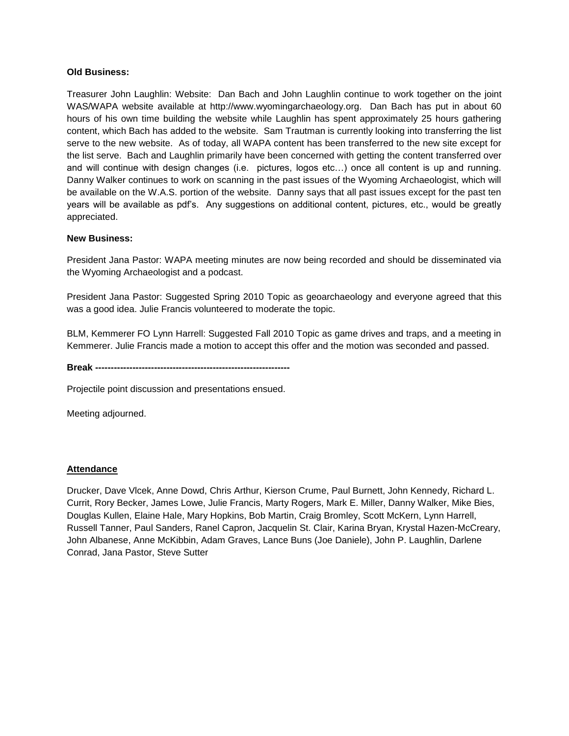**Old Business:**

Treasurer John Laughlin: Website: Dan Bach and John Laughlin continue to work together on the joint WAS/WAPA website available at http://www.wyomingarchaeology.org. Dan Bach has put in about 60 hours of his own time building the website while Laughlin has spent approximately 25 hours gathering content, which Bach has added to the website. Sam Trautman is currently looking into transferring the list serve to the new website. As of today, all WAPA content has been transferred to the new site except for the list serve. Bach and Laughlin primarily have been concerned with getting the content transferred over and will continue with design changes (i.e. pictures, logos etc…) once all content is up and running. Danny Walker continues to work on scanning in the past issues of the Wyoming Archaeologist, which will be available on the W.A.S. portion of the website. Danny says that all past issues except for the past ten years will be available as pdf's. Any suggestions on additional content, pictures, etc., would be greatly appreciated.

**New Business:**

President Jana Pastor: WAPA meeting minutes are now being recorded and should be disseminated via the Wyoming Archaeologist and a podcast.

President Jana Pastor: Suggested Spring 2010 Topic as geoarchaeology and everyone agreed that this was a good idea. Julie Francis volunteered to moderate the topic.

BLM, Kemmerer FO Lynn Harrell: Suggested Fall 2010 Topic as game drives and traps, and a meeting in Kemmerer. Julie Francis made a motion to accept this offer and the motion was seconded and passed.

**Break ---------------------------------------------------------------**

Projectile point discussion and presentations ensued.

Meeting adjourned.

## Attendance

Drucker, Dave Vlcek, Anne Dowd, Chris Arthur, Kierson Crume, Paul Burnett, John Kennedy, Richard L. Currit, Rory Becker, James Lowe, Julie Francis, Marty Rogers, Mark E. Miller, Danny Walker, Mike Bies, Douglas Kullen, Elaine Hale, Mary Hopkins, Bob Martin, Craig Bromley, Scott McKern, Lynn Harrell, Russell Tanner, Paul Sanders, Ranel Capron, Jacquelin St. Clair, Karina Bryan, Krystal Hazen-McCreary, John Albanese, Anne McKibbin, Adam Graves, Lance Buns (Joe Daniele), John P. Laughlin, Darlene Conrad, Jana Pastor, Steve Sutter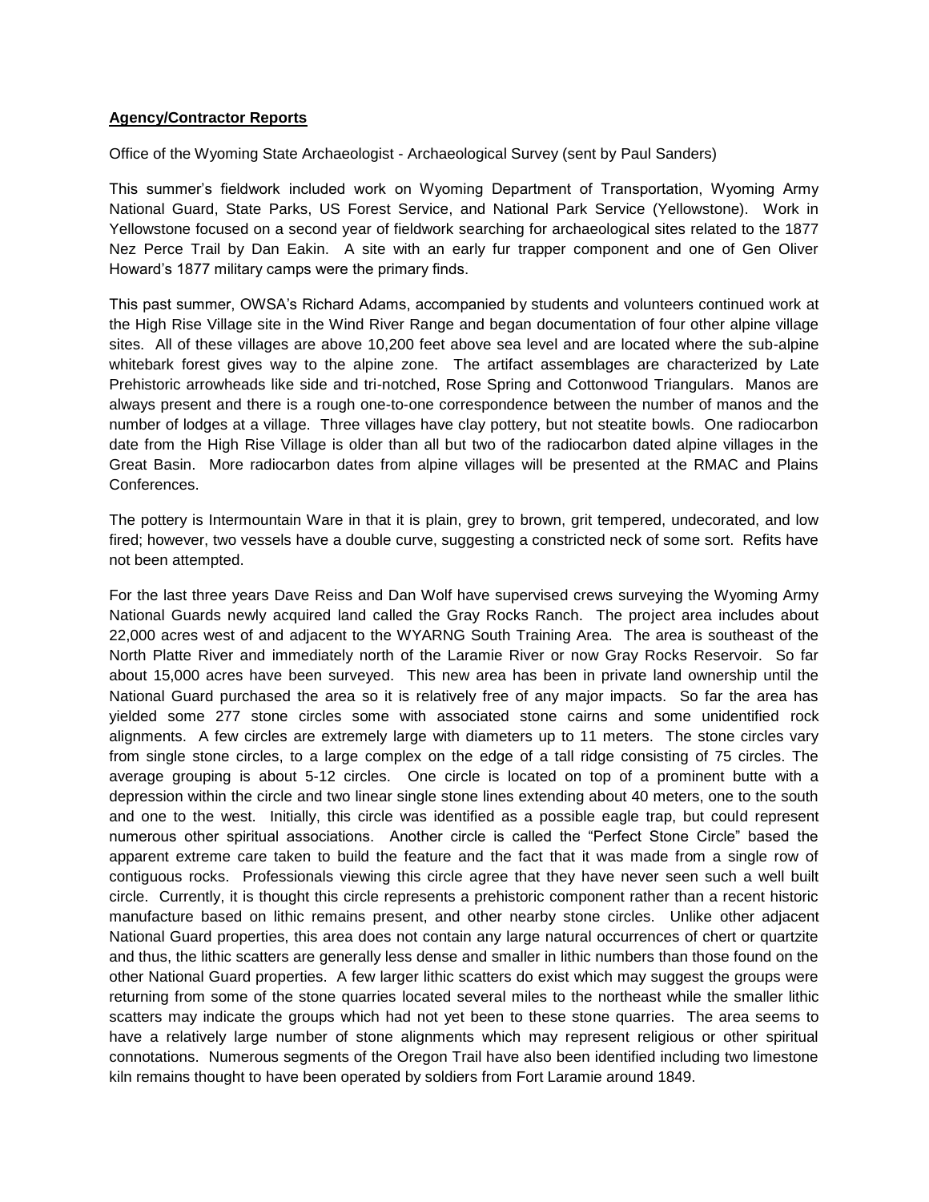**Agency/Contractor Reports**

Office of the Wyoming State Archaeologist - Archaeological Survey (sent by Paul Sanders)

This summer's fieldwork included work on Wyoming Department of Transportation, Wyoming Army National Guard, State Parks, US Forest Service, and National Park Service (Yellowstone). Work in Yellowstone focused on a second year of fieldwork searching for archaeological sites related to the 1877 Nez Perce Trail by Dan Eakin. A site with an early fur trapper component and one of Gen Oliver Howard's 1877 military camps were the primary finds.

This past summer, OWSA's Richard Adams, accompanied by students and volunteers continued work at the High Rise Village site in the Wind River Range and began documentation of four other alpine village sites. All of these villages are above 10,200 feet above sea level and are located where the sub-alpine whitebark forest gives way to the alpine zone. The artifact assemblages are characterized by Late Prehistoric arrowheads like side and tri-notched, Rose Spring and Cottonwood Triangulars. Manos are always present and there is a rough one-to-one correspondence between the number of manos and the number of lodges at a village. Three villages have clay pottery, but not steatite bowls. One radiocarbon date from the High Rise Village is older than all but two of the radiocarbon dated alpine villages in the Great Basin. More radiocarbon dates from alpine villages will be presented at the RMAC and Plains Conferences.

The pottery is Intermountain Ware in that it is plain, grey to brown, grit tempered, undecorated, and low fired; however, two vessels have a double curve, suggesting a constricted neck of some sort. Refits have not been attempted.

For the last three years Dave Reiss and Dan Wolf have supervised crews surveying the Wyoming Army National Guards newly acquired land called the Gray Rocks Ranch. The project area includes about 22,000 acres west of and adjacent to the WYARNG South Training Area. The area is southeast of the North Platte River and immediately north of the Laramie River or now Gray Rocks Reservoir. So far about 15,000 acres have been surveyed. This new area has been in private land ownership until the National Guard purchased the area so it is relatively free of any major impacts. So far the area has yielded some 277 stone circles some with associated stone cairns and some unidentified rock alignments. A few circles are extremely large with diameters up to 11 meters. The stone circles vary from single stone circles, to a large complex on the edge of a tall ridge consisting of 75 circles. The average grouping is about 5-12 circles. One circle is located on top of a prominent butte with a depression within the circle and two linear single stone lines extending about 40 meters, one to the south and one to the west. Initially, this circle was identified as a possible eagle trap, but could represent numerous other spiritual associations. Another circle is called the "Perfect Stone Circle" based the apparent extreme care taken to build the feature and the fact that it was made from a single row of contiguous rocks. Professionals viewing this circle agree that they have never seen such a well built circle. Currently, it is thought this circle represents a prehistoric component rather than a recent historic manufacture based on lithic remains present, and other nearby stone circles. Unlike other adjacent National Guard properties, this area does not contain any large natural occurrences of chert or quartzite and thus, the lithic scatters are generally less dense and smaller in lithic numbers than those found on the other National Guard properties. A few larger lithic scatters do exist which may suggest the groups were returning from some of the stone quarries located several miles to the northeast while the smaller lithic scatters may indicate the groups which had not yet been to these stone quarries. The area seems to have a relatively large number of stone alignments which may represent religious or other spiritual connotations. Numerous segments of the Oregon Trail have also been identified including two limestone kiln remains thought to have been operated by soldiers from Fort Laramie around 1849.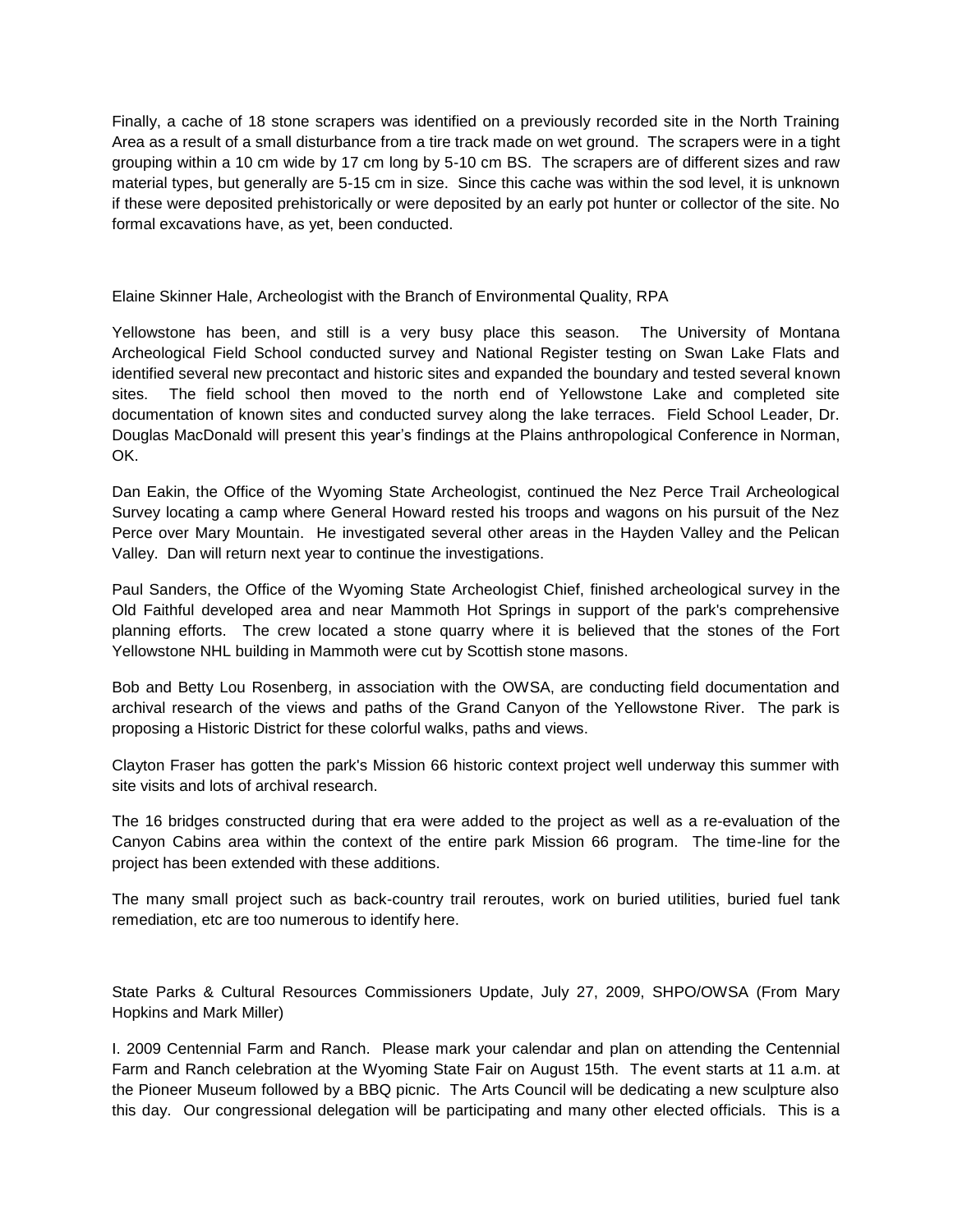Finally, a cache of 18 stone scrapers was identified on a previously recorded site in the North Training Area as a result of a small disturbance from a tire track made on wet ground. The scrapers were in a tight grouping within a 10 cm wide by 17 cm long by 5-10 cm BS. The scrapers are of different sizes and raw material types, but generally are 5-15 cm in size. Since this cache was within the sod level, it is unknown if these were deposited prehistorically or were deposited by an early pot hunter or collector of the site. No formal excavations have, as yet, been conducted.

Elaine Skinner Hale, Archeologist with the Branch of Environmental Quality, RPA

Yellowstone has been, and still is a very busy place this season. The University of Montana Archeological Field School conducted survey and National Register testing on Swan Lake Flats and identified several new precontact and historic sites and expanded the boundary and tested several known sites. The field school then moved to the north end of Yellowstone Lake and completed site documentation of known sites and conducted survey along the lake terraces. Field School Leader, Dr. Douglas MacDonald will present this year's findings at the Plains anthropological Conference in Norman, OK.

Dan Eakin, the Office of the Wyoming State Archeologist, continued the Nez Perce Trail Archeological Survey locating a camp where General Howard rested his troops and wagons on his pursuit of the Nez Perce over Mary Mountain. He investigated several other areas in the Hayden Valley and the Pelican Valley. Dan will return next year to continue the investigations.

Paul Sanders, the Office of the Wyoming State Archeologist Chief, finished archeological survey in the Old Faithful developed area and near Mammoth Hot Springs in support of the park's comprehensive planning efforts. The crew located a stone quarry where it is believed that the stones of the Fort Yellowstone NHL building in Mammoth were cut by Scottish stone masons.

Bob and Betty Lou Rosenberg, in association with the OWSA, are conducting field documentation and archival research of the views and paths of the Grand Canyon of the Yellowstone River. The park is proposing a Historic District for these colorful walks, paths and views.

Clayton Fraser has gotten the park's Mission 66 historic context project well underway this summer with site visits and lots of archival research.

The 16 bridges constructed during that era were added to the project as well as a re-evaluation of the Canyon Cabins area within the context of the entire park Mission 66 program. The time-line for the project has been extended with these additions.

The many small project such as back-country trail reroutes, work on buried utilities, buried fuel tank remediation, etc are too numerous to identify here.

State Parks & Cultural Resources Commissioners Update, July 27, 2009, SHPO/OWSA (From Mary Hopkins and Mark Miller)

I. 2009 Centennial Farm and Ranch. Please mark your calendar and plan on attending the Centennial Farm and Ranch celebration at the Wyoming State Fair on August 15th. The event starts at 11 a.m. at the Pioneer Museum followed by a BBQ picnic. The Arts Council will be dedicating a new sculpture also this day. Our congressional delegation will be participating and many other elected officials. This is a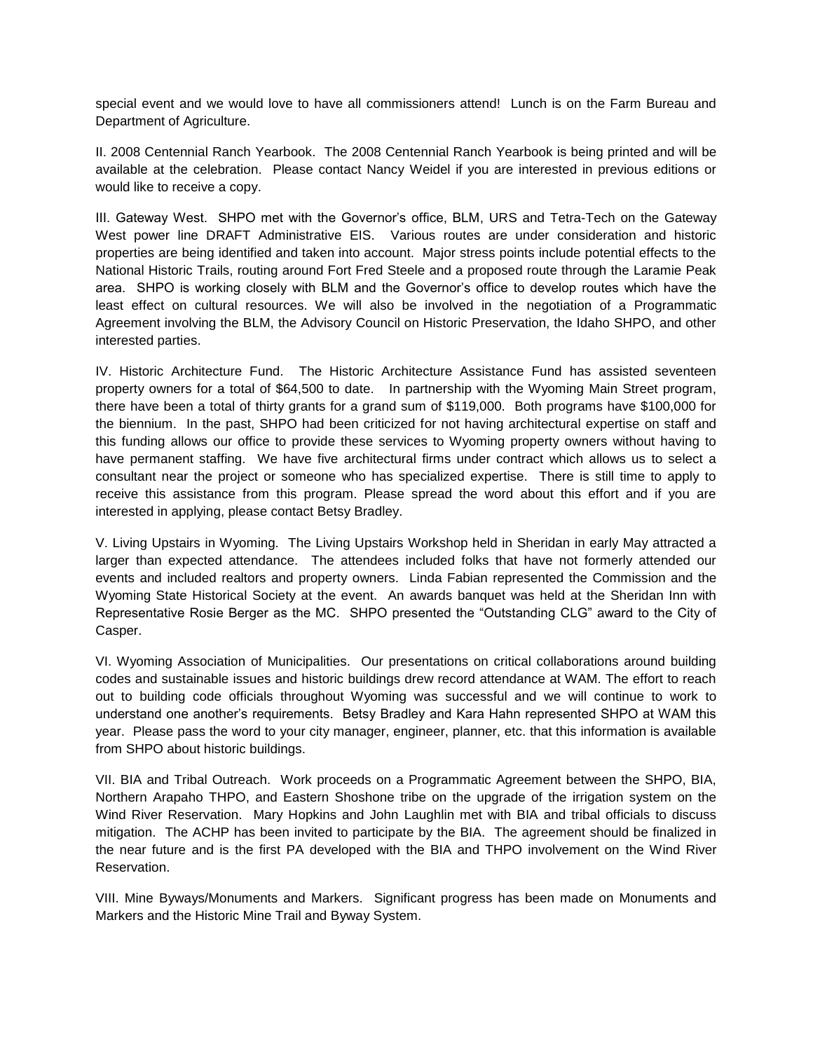special event and we would love to have all commissioners attend! Lunch is on the Farm Bureau and Department of Agriculture.

II. 2008 Centennial Ranch Yearbook. The 2008 Centennial Ranch Yearbook is being printed and will be available at the celebration. Please contact Nancy Weidel if you are interested in previous editions or would like to receive a copy.

III. Gateway West. SHPO met with the Governor's office, BLM, URS and Tetra-Tech on the Gateway West power line DRAFT Administrative EIS. Various routes are under consideration and historic properties are being identified and taken into account. Major stress points include potential effects to the National Historic Trails, routing around Fort Fred Steele and a proposed route through the Laramie Peak area. SHPO is working closely with BLM and the Governor's office to develop routes which have the least effect on cultural resources. We will also be involved in the negotiation of a Programmatic Agreement involving the BLM, the Advisory Council on Historic Preservation, the Idaho SHPO, and other interested parties.

IV. Historic Architecture Fund. The Historic Architecture Assistance Fund has assisted seventeen property owners for a total of $64,500 to date. In partnership with the Wyoming Main Street program, there have been a total of thirty grants for a grand sum of $119,000. Both programs have $100,000 for the biennium. In the past, SHPO had been criticized for not having architectural expertise on staff and this funding allows our office to provide these services to Wyoming property owners without having to have permanent staffing. We have five architectural firms under contract which allows us to select a consultant near the project or someone who has specialized expertise. There is still time to apply to receive this assistance from this program. Please spread the word about this effort and if you are interested in applying, please contact Betsy Bradley.

V. Living Upstairs in Wyoming. The Living Upstairs Workshop held in Sheridan in early May attracted a larger than expected attendance. The attendees included folks that have not formerly attended our events and included realtors and property owners. Linda Fabian represented the Commission and the Wyoming State Historical Society at the event. An awards banquet was held at the Sheridan Inn with Representative Rosie Berger as the MC. SHPO presented the "Outstanding CLG" award to the City of Casper.

VI. Wyoming Association of Municipalities. Our presentations on critical collaborations around building codes and sustainable issues and historic buildings drew record attendance at WAM. The effort to reach out to building code officials throughout Wyoming was successful and we will continue to work to understand one another's requirements. Betsy Bradley and Kara Hahn represented SHPO at WAM this year. Please pass the word to your city manager, engineer, planner, etc. that this information is available from SHPO about historic buildings.

VII. BIA and Tribal Outreach. Work proceeds on a Programmatic Agreement between the SHPO, BIA, Northern Arapaho THPO, and Eastern Shoshone tribe on the upgrade of the irrigation system on the Wind River Reservation. Mary Hopkins and John Laughlin met with BIA and tribal officials to discuss mitigation. The ACHP has been invited to participate by the BIA. The agreement should be finalized in the near future and is the first PA developed with the BIA and THPO involvement on the Wind River Reservation.

VIII. Mine Byways/Monuments and Markers. Significant progress has been made on Monuments and Markers and the Historic Mine Trail and Byway System.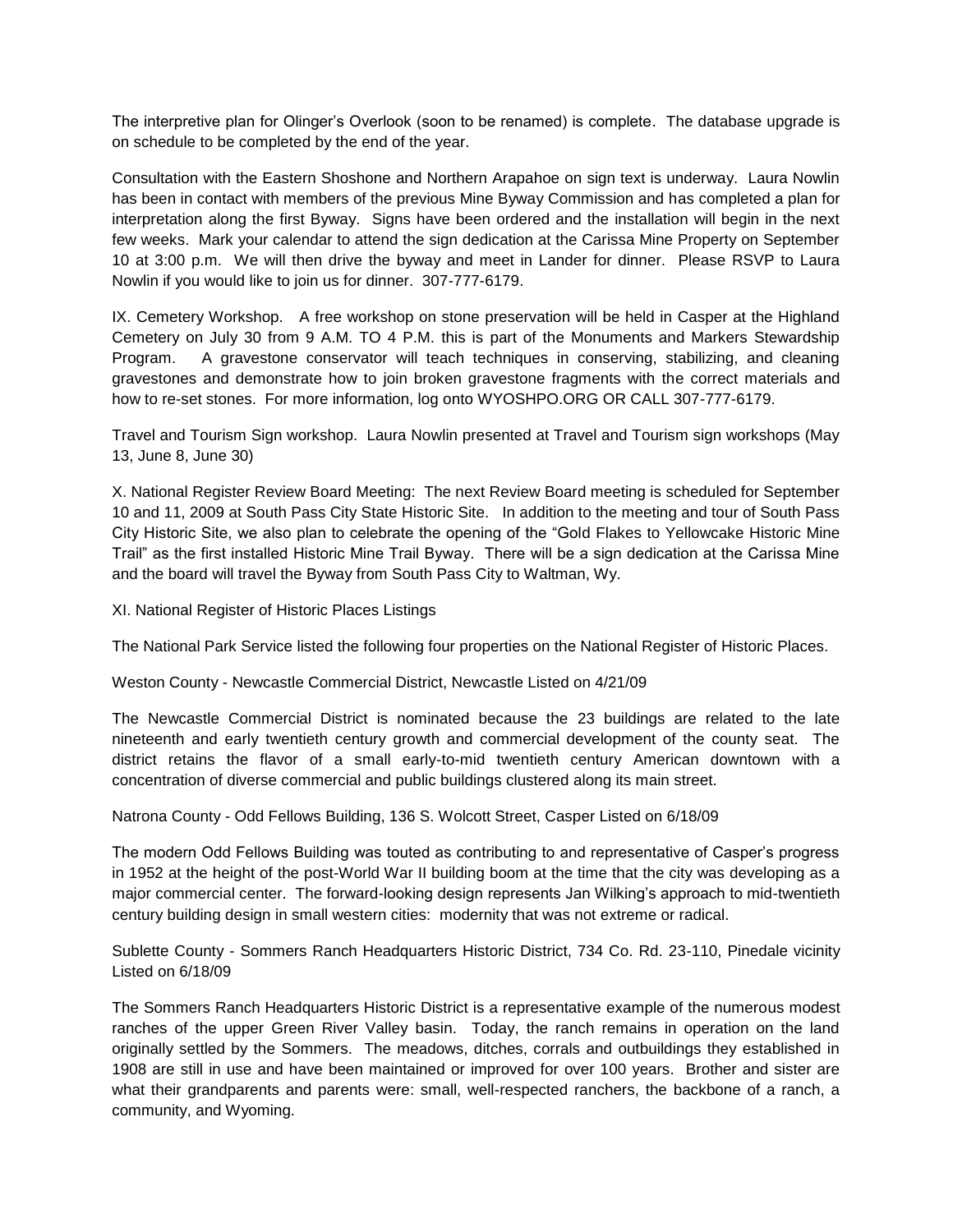The interpretive plan for Olinger's Overlook (soon to be renamed) is complete. The database upgrade is on schedule to be completed by the end of the year.

Consultation with the Eastern Shoshone and Northern Arapahoe on sign text is underway. Laura Nowlin has been in contact with members of the previous Mine Byway Commission and has completed a plan for interpretation along the first Byway. Signs have been ordered and the installation will begin in the next few weeks. Mark your calendar to attend the sign dedication at the Carissa Mine Property on September 10 at 3:00 p.m. We will then drive the byway and meet in Lander for dinner. Please RSVP to Laura Nowlin if you would like to join us for dinner. 307-777-6179.

IX. Cemetery Workshop. A free workshop on stone preservation will be held in Casper at the Highland Cemetery on July 30 from 9 A.M. TO 4 P.M. this is part of the Monuments and Markers Stewardship Program. A gravestone conservator will teach techniques in conserving, stabilizing, and cleaning gravestones and demonstrate how to join broken gravestone fragments with the correct materials and how to re-set stones. For more information, log onto WYOSHPO.ORG OR CALL 307-777-6179.

Travel and Tourism Sign workshop. Laura Nowlin presented at Travel and Tourism sign workshops (May 13, June 8, June 30)

X. National Register Review Board Meeting: The next Review Board meeting is scheduled for September 10 and 11, 2009 at South Pass City State Historic Site. In addition to the meeting and tour of South Pass City Historic Site, we also plan to celebrate the opening of the "Gold Flakes to Yellowcake Historic Mine Trail" as the first installed Historic Mine Trail Byway. There will be a sign dedication at the Carissa Mine and the board will travel the Byway from South Pass City to Waltman, Wy.

XI. National Register of Historic Places Listings

The National Park Service listed the following four properties on the National Register of Historic Places.

Weston County - Newcastle Commercial District, Newcastle Listed on 4/21/09

The Newcastle Commercial District is nominated because the 23 buildings are related to the late nineteenth and early twentieth century growth and commercial development of the county seat. The district retains the flavor of a small early-to-mid twentieth century American downtown with a concentration of diverse commercial and public buildings clustered along its main street.

Natrona County - Odd Fellows Building, 136 S. Wolcott Street, Casper Listed on 6/18/09

The modern Odd Fellows Building was touted as contributing to and representative of Casper's progress in 1952 at the height of the post-World War II building boom at the time that the city was developing as a major commercial center. The forward-looking design represents Jan Wilking's approach to mid-twentieth century building design in small western cities: modernity that was not extreme or radical.

Sublette County - Sommers Ranch Headquarters Historic District, 734 Co. Rd. 23-110, Pinedale vicinity Listed on 6/18/09

The Sommers Ranch Headquarters Historic District is a representative example of the numerous modest ranches of the upper Green River Valley basin. Today, the ranch remains in operation on the land originally settled by the Sommers. The meadows, ditches, corrals and outbuildings they established in 1908 are still in use and have been maintained or improved for over 100 years. Brother and sister are what their grandparents and parents were: small, well-respected ranchers, the backbone of a ranch, a community, and Wyoming.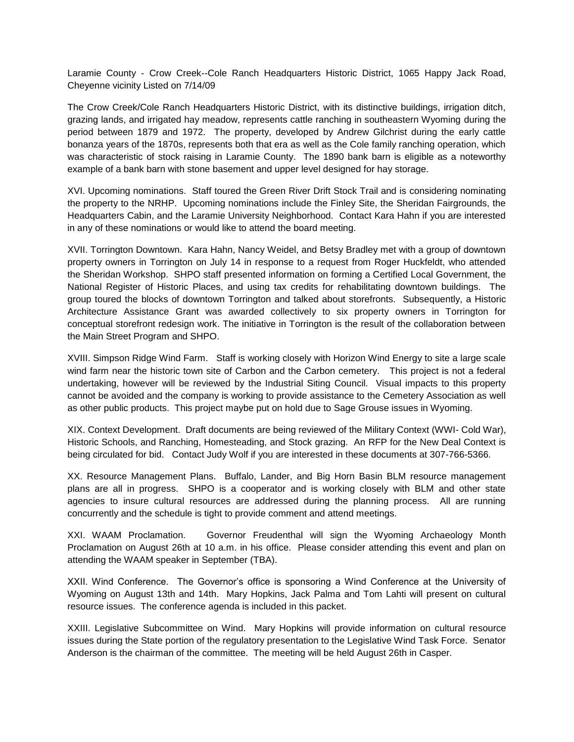Laramie County - Crow Creek--Cole Ranch Headquarters Historic District, 1065 Happy Jack Road, Cheyenne vicinity Listed on 7/14/09

The Crow Creek/Cole Ranch Headquarters Historic District, with its distinctive buildings, irrigation ditch, grazing lands, and irrigated hay meadow, represents cattle ranching in southeastern Wyoming during the period between 1879 and 1972. The property, developed by Andrew Gilchrist during the early cattle bonanza years of the 1870s, represents both that era as well as the Cole family ranching operation, which was characteristic of stock raising in Laramie County. The 1890 bank barn is eligible as a noteworthy example of a bank barn with stone basement and upper level designed for hay storage.

XVI. Upcoming nominations. Staff toured the Green River Drift Stock Trail and is considering nominating the property to the NRHP. Upcoming nominations include the Finley Site, the Sheridan Fairgrounds, the Headquarters Cabin, and the Laramie University Neighborhood. Contact Kara Hahn if you are interested in any of these nominations or would like to attend the board meeting.

XVII. Torrington Downtown. Kara Hahn, Nancy Weidel, and Betsy Bradley met with a group of downtown property owners in Torrington on July 14 in response to a request from Roger Huckfeldt, who attended the Sheridan Workshop. SHPO staff presented information on forming a Certified Local Government, the National Register of Historic Places, and using tax credits for rehabilitating downtown buildings. The group toured the blocks of downtown Torrington and talked about storefronts. Subsequently, a Historic Architecture Assistance Grant was awarded collectively to six property owners in Torrington for conceptual storefront redesign work. The initiative in Torrington is the result of the collaboration between the Main Street Program and SHPO.

XVIII. Simpson Ridge Wind Farm. Staff is working closely with Horizon Wind Energy to site a large scale wind farm near the historic town site of Carbon and the Carbon cemetery. This project is not a federal undertaking, however will be reviewed by the Industrial Siting Council. Visual impacts to this property cannot be avoided and the company is working to provide assistance to the Cemetery Association as well as other public products. This project maybe put on hold due to Sage Grouse issues in Wyoming.

XIX. Context Development. Draft documents are being reviewed of the Military Context (WWI- Cold War), Historic Schools, and Ranching, Homesteading, and Stock grazing. An RFP for the New Deal Context is being circulated for bid. Contact Judy Wolf if you are interested in these documents at 307-766-5366.

XX. Resource Management Plans. Buffalo, Lander, and Big Horn Basin BLM resource management plans are all in progress. SHPO is a cooperator and is working closely with BLM and other state agencies to insure cultural resources are addressed during the planning process. All are running concurrently and the schedule is tight to provide comment and attend meetings.

XXI. WAAM Proclamation. Governor Freudenthal will sign the Wyoming Archaeology Month Proclamation on August 26th at 10 a.m. in his office. Please consider attending this event and plan on attending the WAAM speaker in September (TBA).

XXII. Wind Conference. The Governor's office is sponsoring a Wind Conference at the University of Wyoming on August 13th and 14th. Mary Hopkins, Jack Palma and Tom Lahti will present on cultural resource issues. The conference agenda is included in this packet.

XXIII. Legislative Subcommittee on Wind. Mary Hopkins will provide information on cultural resource issues during the State portion of the regulatory presentation to the Legislative Wind Task Force. Senator Anderson is the chairman of the committee. The meeting will be held August 26th in Casper.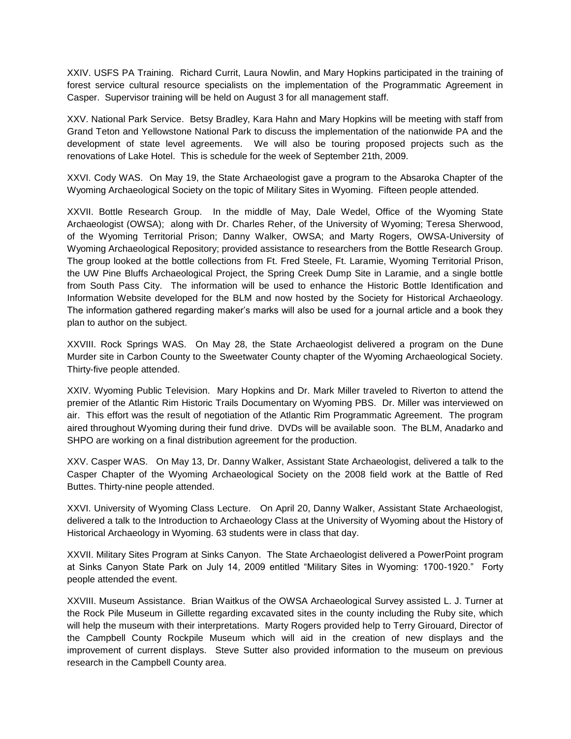XXIV. USFS PA Training. Richard Currit, Laura Nowlin, and Mary Hopkins participated in the training of forest service cultural resource specialists on the implementation of the Programmatic Agreement in Casper. Supervisor training will be held on August 3 for all management staff.

XXV. National Park Service. Betsy Bradley, Kara Hahn and Mary Hopkins will be meeting with staff from Grand Teton and Yellowstone National Park to discuss the implementation of the nationwide PA and the development of state level agreements. We will also be touring proposed projects such as the renovations of Lake Hotel. This is schedule for the week of September 21th, 2009.

XXVI. Cody WAS. On May 19, the State Archaeologist gave a program to the Absaroka Chapter of the Wyoming Archaeological Society on the topic of Military Sites in Wyoming. Fifteen people attended.

XXVII. Bottle Research Group. In the middle of May, Dale Wedel, Office of the Wyoming State Archaeologist (OWSA); along with Dr. Charles Reher, of the University of Wyoming; Teresa Sherwood, of the Wyoming Territorial Prison; Danny Walker, OWSA; and Marty Rogers, OWSA-University of Wyoming Archaeological Repository; provided assistance to researchers from the Bottle Research Group. The group looked at the bottle collections from Ft. Fred Steele, Ft. Laramie, Wyoming Territorial Prison, the UW Pine Bluffs Archaeological Project, the Spring Creek Dump Site in Laramie, and a single bottle from South Pass City. The information will be used to enhance the Historic Bottle Identification and Information Website developed for the BLM and now hosted by the Society for Historical Archaeology. The information gathered regarding maker's marks will also be used for a journal article and a book they plan to author on the subject.

XXVIII. Rock Springs WAS. On May 28, the State Archaeologist delivered a program on the Dune Murder site in Carbon County to the Sweetwater County chapter of the Wyoming Archaeological Society. Thirty-five people attended.

XXIV. Wyoming Public Television. Mary Hopkins and Dr. Mark Miller traveled to Riverton to attend the premier of the Atlantic Rim Historic Trails Documentary on Wyoming PBS. Dr. Miller was interviewed on air. This effort was the result of negotiation of the Atlantic Rim Programmatic Agreement. The program aired throughout Wyoming during their fund drive. DVDs will be available soon. The BLM, Anadarko and SHPO are working on a final distribution agreement for the production.

XXV. Casper WAS. On May 13, Dr. Danny Walker, Assistant State Archaeologist, delivered a talk to the Casper Chapter of the Wyoming Archaeological Society on the 2008 field work at the Battle of Red Buttes. Thirty-nine people attended.

XXVI. University of Wyoming Class Lecture. On April 20, Danny Walker, Assistant State Archaeologist, delivered a talk to the Introduction to Archaeology Class at the University of Wyoming about the History of Historical Archaeology in Wyoming. 63 students were in class that day.

XXVII. Military Sites Program at Sinks Canyon. The State Archaeologist delivered a PowerPoint program at Sinks Canyon State Park on July 14, 2009 entitled "Military Sites in Wyoming: 1700-1920." Forty people attended the event.

XXVIII. Museum Assistance. Brian Waitkus of the OWSA Archaeological Survey assisted L. J. Turner at the Rock Pile Museum in Gillette regarding excavated sites in the county including the Ruby site, which will help the museum with their interpretations. Marty Rogers provided help to Terry Girouard, Director of the Campbell County Rockpile Museum which will aid in the creation of new displays and the improvement of current displays. Steve Sutter also provided information to the museum on previous research in the Campbell County area.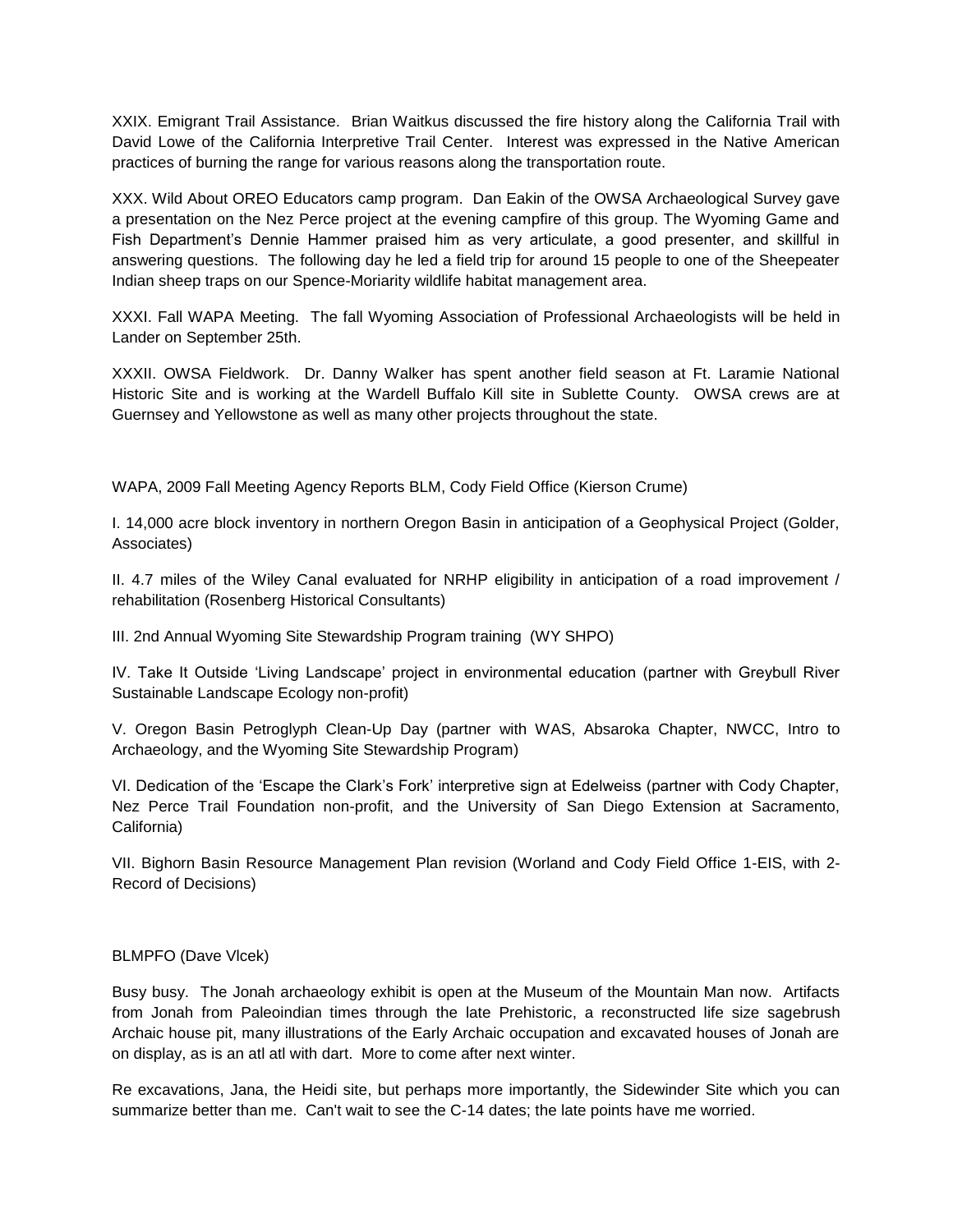XXIX. Emigrant Trail Assistance. Brian Waitkus discussed the fire history along the California Trail with David Lowe of the California Interpretive Trail Center. Interest was expressed in the Native American practices of burning the range for various reasons along the transportation route.

XXX. Wild About OREO Educators camp program. Dan Eakin of the OWSA Archaeological Survey gave a presentation on the Nez Perce project at the evening campfire of this group. The Wyoming Game and Fish Department's Dennie Hammer praised him as very articulate, a good presenter, and skillful in answering questions. The following day he led a field trip for around 15 people to one of the Sheepeater Indian sheep traps on our Spence-Moriarity wildlife habitat management area.

XXXI. Fall WAPA Meeting. The fall Wyoming Association of Professional Archaeologists will be held in Lander on September 25th.

XXXII. OWSA Fieldwork. Dr. Danny Walker has spent another field season at Ft. Laramie National Historic Site and is working at the Wardell Buffalo Kill site in Sublette County. OWSA crews are at Guernsey and Yellowstone as well as many other projects throughout the state.

WAPA, 2009 Fall Meeting Agency Reports BLM, Cody Field Office (Kierson Crume)

I. 14,000 acre block inventory in northern Oregon Basin in anticipation of a Geophysical Project (Golder, Associates)

II. 4.7 miles of the Wiley Canal evaluated for NRHP eligibility in anticipation of a road improvement / rehabilitation (Rosenberg Historical Consultants)

III. 2nd Annual Wyoming Site Stewardship Program training (WY SHPO)

IV. Take It Outside 'Living Landscape' project in environmental education (partner with Greybull River Sustainable Landscape Ecology non-profit)

V. Oregon Basin Petroglyph Clean-Up Day (partner with WAS, Absaroka Chapter, NWCC, Intro to Archaeology, and the Wyoming Site Stewardship Program)

VI. Dedication of the 'Escape the Clark's Fork' interpretive sign at Edelweiss (partner with Cody Chapter, Nez Perce Trail Foundation non-profit, and the University of San Diego Extension at Sacramento, California)

VII. Bighorn Basin Resource Management Plan revision (Worland and Cody Field Office 1-EIS, with 2-Record of Decisions)

BLMPFO (Dave Vlcek)

Busy busy. The Jonah archaeology exhibit is open at the Museum of the Mountain Man now. Artifacts from Jonah from Paleoindian times through the late Prehistoric, a reconstructed life size sagebrush Archaic house pit, many illustrations of the Early Archaic occupation and excavated houses of Jonah are on display, as is an atl atl with dart. More to come after next winter.

Re excavations, Jana, the Heidi site, but perhaps more importantly, the Sidewinder Site which you can summarize better than me. Can't wait to see the C-14 dates; the late points have me worried.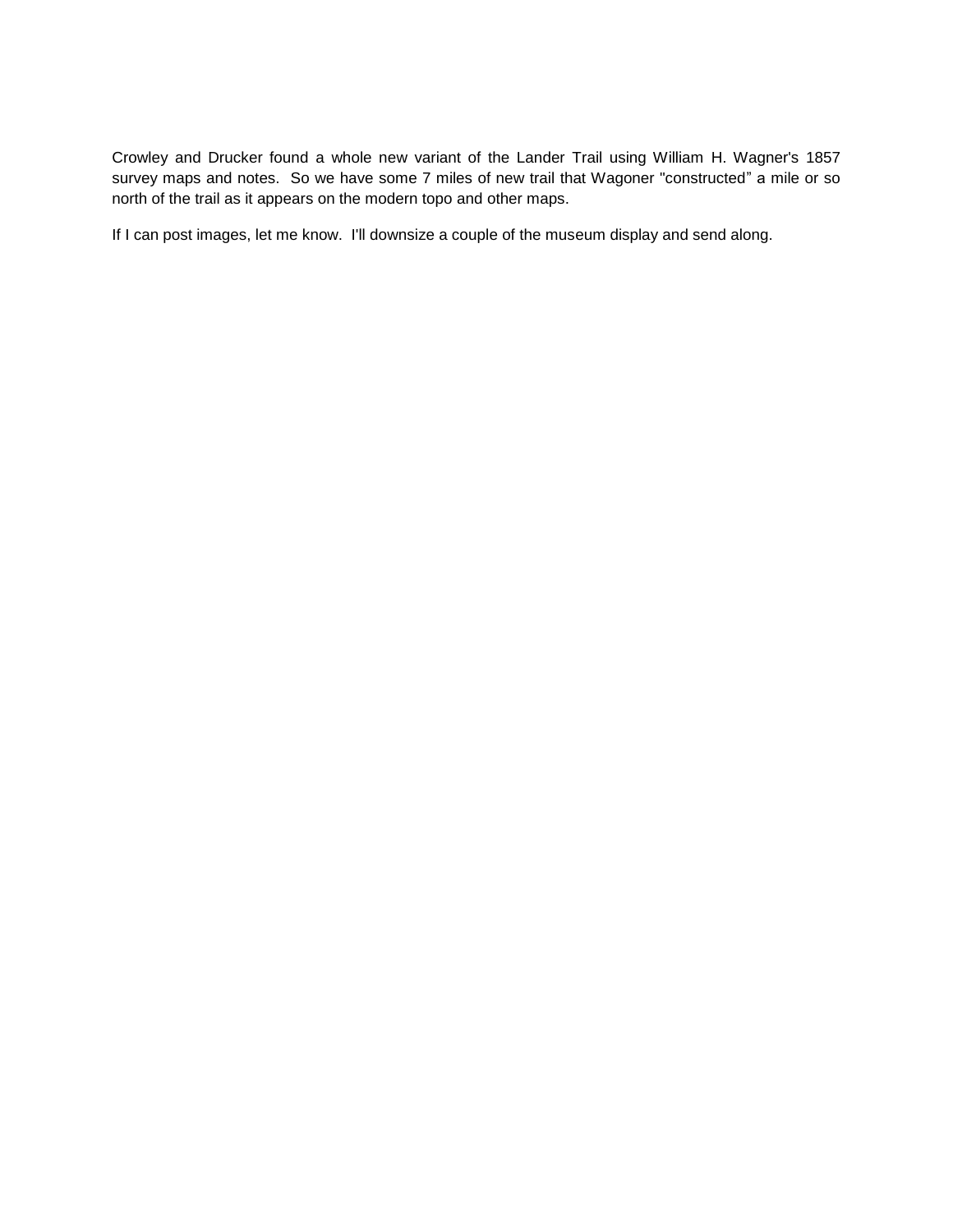Crowley and Drucker found a whole new variant of the Lander Trail using William H. Wagner's 1857 survey maps and notes. So we have some 7 miles of new trail that Wagoner "constructed" a mile or so north of the trail as it appears on the modern topo and other maps.

If I can post images, let me know. I'll downsize a couple of the museum display and send along.